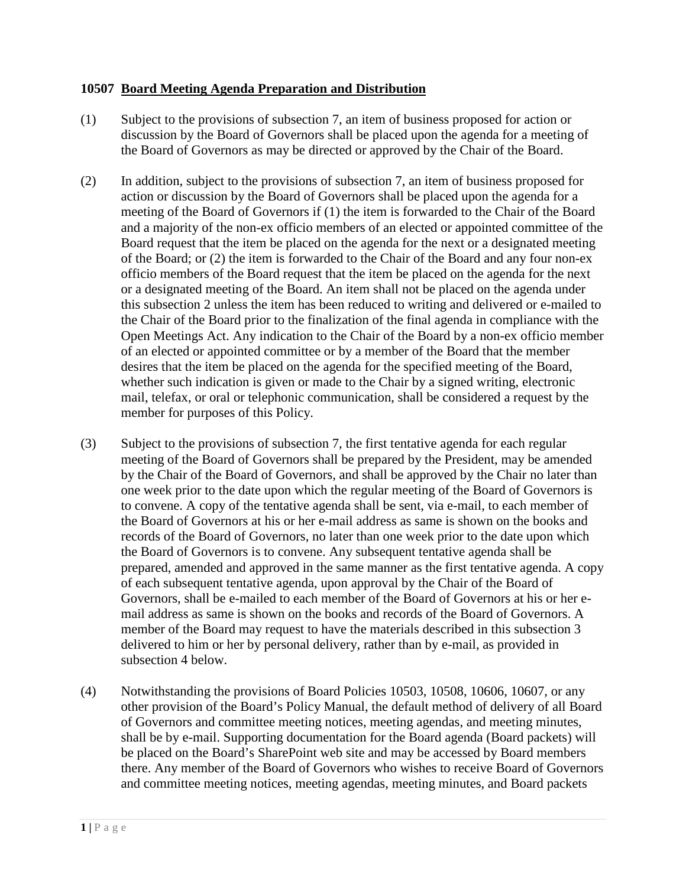## 10507 Board Meeting Agenda Preparation and Distribution

(1) Subject to the provisions of subsection 7, an item of business proposed for action or discussion by the Board of Governors shall be placed upon the agenda for a meeting of the Board of Governors as may be directed or approved by the Chair of the Board.

(2) In addition, subject to the provisions of subsection 7, an item of business proposed for action or discussion by the Board of Governors shall be placed upon the agenda for a meeting of the Board of Governors if (1) the item is forwarded to the Chair of the Board and a majority of the non-ex officio members of an elected or appointed committee of the Board request that the item be placed on the agenda for the next or a designated meeting of the Board; or (2) the item is forwarded to the Chair of the Board and any four non-ex officio members of the Board request that the item be placed on the agenda for the next or a designated meeting of the Board. An item shall not be placed on the agenda under this subsection 2 unless the item has been reduced to writing and delivered or e-mailed to the Chair of the Board prior to the finalization of the final agenda in compliance with the Open Meetings Act. Any indication to the Chair of the Board by a non-ex officio member of an elected or appointed committee or by a member of the Board that the member desires that the item be placed on the agenda for the specified meeting of the Board, whether such indication is given or made to the Chair by a signed writing, electronic mail, telefax, or oral or telephonic communication, shall be considered a request by the member for purposes of this Policy.

(3) Subject to the provisions of subsection 7, the first tentative agenda for each regular meeting of the Board of Governors shall be prepared by the President, may be amended by the Chair of the Board of Governors, and shall be approved by the Chair no later than one week prior to the date upon which the regular meeting of the Board of Governors is to convene. A copy of the tentative agenda shall be sent, via e-mail, to each member of the Board of Governors at his or her e-mail address as same is shown on the books and records of the Board of Governors, no later than one week prior to the date upon which the Board of Governors is to convene. Any subsequent tentative agenda shall be prepared, amended and approved in the same manner as the first tentative agenda. A copy of each subsequent tentative agenda, upon approval by the Chair of the Board of Governors, shall be e-mailed to each member of the Board of Governors at his or her e-mail address as same is shown on the books and records of the Board of Governors. A member of the Board may request to have the materials described in this subsection 3 delivered to him or her by personal delivery, rather than by e-mail, as provided in subsection 4 below.

(4) Notwithstanding the provisions of Board Policies 10503, 10508, 10606, 10607, or any other provision of the Board's Policy Manual, the default method of delivery of all Board of Governors and committee meeting notices, meeting agendas, and meeting minutes, shall be by e-mail. Supporting documentation for the Board agenda (Board packets) will be placed on the Board's SharePoint web site and may be accessed by Board members there. Any member of the Board of Governors who wishes to receive Board of Governors and committee meeting notices, meeting agendas, meeting minutes, and Board packets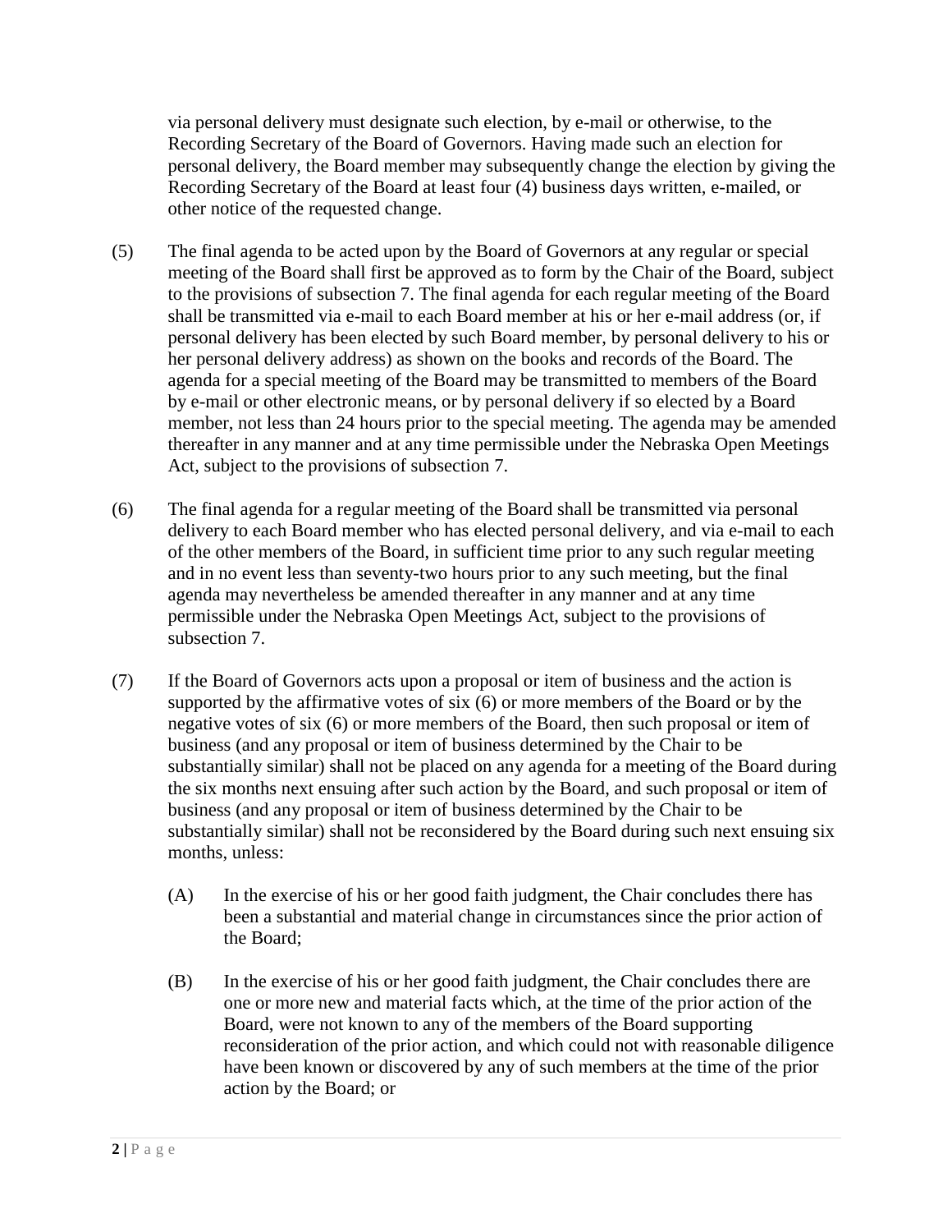via personal delivery must designate such election, by e-mail or otherwise, to the Recording Secretary of the Board of Governors. Having made such an election for personal delivery, the Board member may subsequently change the election by giving the Recording Secretary of the Board at least four (4) business days written, e-mailed, or other notice of the requested change.

(5) The final agenda to be acted upon by the Board of Governors at any regular or special meeting of the Board shall first be approved as to form by the Chair of the Board, subject to the provisions of subsection 7. The final agenda for each regular meeting of the Board shall be transmitted via e-mail to each Board member at his or her e-mail address (or, if personal delivery has been elected by such Board member, by personal delivery to his or her personal delivery address) as shown on the books and records of the Board. The agenda for a special meeting of the Board may be transmitted to members of the Board by e-mail or other electronic means, or by personal delivery if so elected by a Board member, not less than 24 hours prior to the special meeting. The agenda may be amended thereafter in any manner and at any time permissible under the Nebraska Open Meetings Act, subject to the provisions of subsection 7.

(6) The final agenda for a regular meeting of the Board shall be transmitted via personal delivery to each Board member who has elected personal delivery, and via e-mail to each of the other members of the Board, in sufficient time prior to any such regular meeting and in no event less than seventy-two hours prior to any such meeting, but the final agenda may nevertheless be amended thereafter in any manner and at any time permissible under the Nebraska Open Meetings Act, subject to the provisions of subsection 7.

(7) If the Board of Governors acts upon a proposal or item of business and the action is supported by the affirmative votes of six (6) or more members of the Board or by the negative votes of six (6) or more members of the Board, then such proposal or item of business (and any proposal or item of business determined by the Chair to be substantially similar) shall not be placed on any agenda for a meeting of the Board during the six months next ensuing after such action by the Board, and such proposal or item of business (and any proposal or item of business determined by the Chair to be substantially similar) shall not be reconsidered by the Board during such next ensuing six months, unless:

(A) In the exercise of his or her good faith judgment, the Chair concludes there has been a substantial and material change in circumstances since the prior action of the Board;

(B) In the exercise of his or her good faith judgment, the Chair concludes there are one or more new and material facts which, at the time of the prior action of the Board, were not known to any of the members of the Board supporting reconsideration of the prior action, and which could not with reasonable diligence have been known or discovered by any of such members at the time of the prior action by the Board; or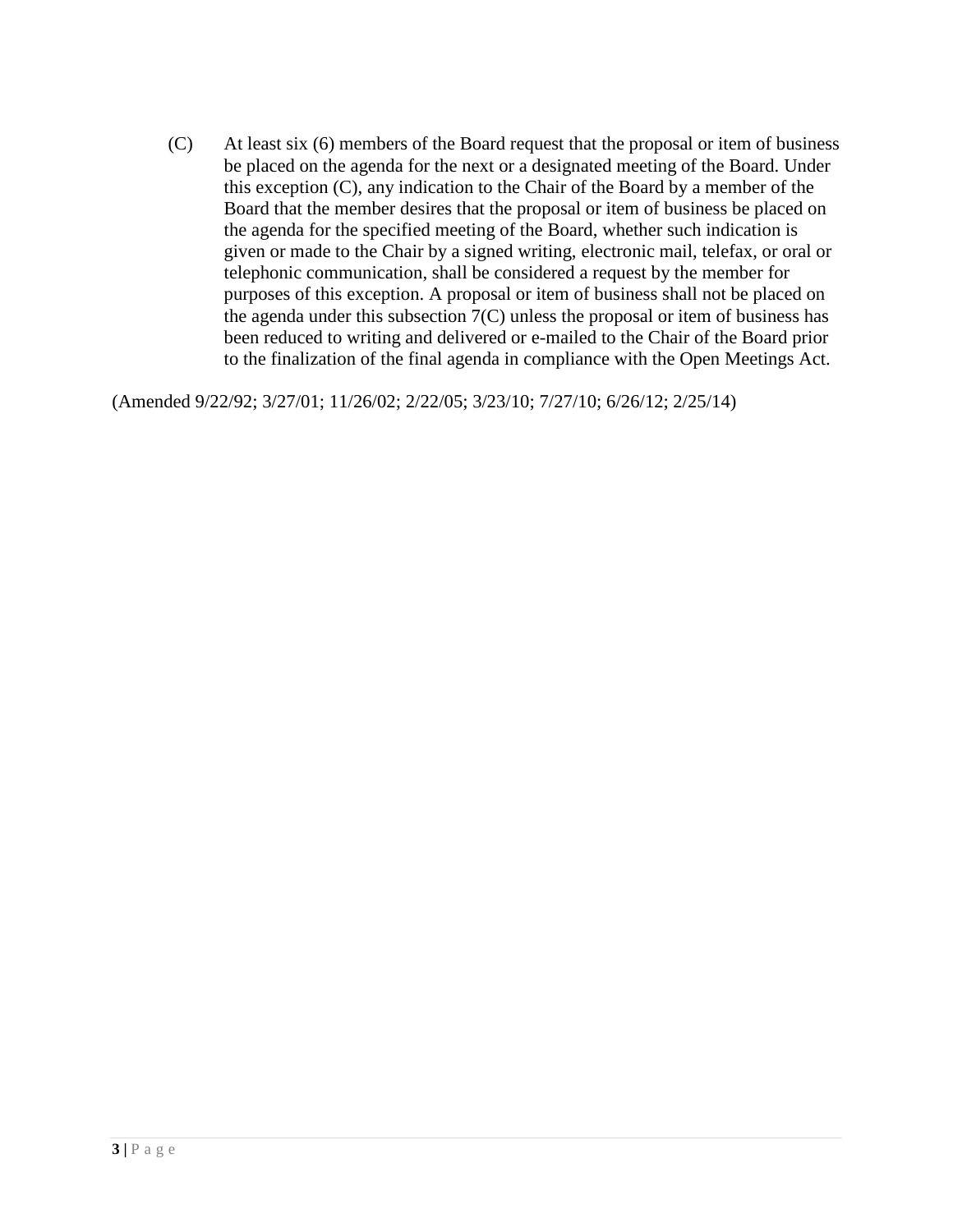(C) At least six (6) members of the Board request that the proposal or item of business be placed on the agenda for the next or a designated meeting of the Board. Under this exception (C), any indication to the Chair of the Board by a member of the Board that the member desires that the proposal or item of business be placed on the agenda for the specified meeting of the Board, whether such indication is given or made to the Chair by a signed writing, electronic mail, telefax, or oral or telephonic communication, shall be considered a request by the member for purposes of this exception. A proposal or item of business shall not be placed on the agenda under this subsection 7(C) unless the proposal or item of business has been reduced to writing and delivered or e-mailed to the Chair of the Board prior to the finalization of the final agenda in compliance with the Open Meetings Act.

(Amended 9/22/92; 3/27/01; 11/26/02; 2/22/05; 3/23/10; 7/27/10; 6/26/12; 2/25/14)